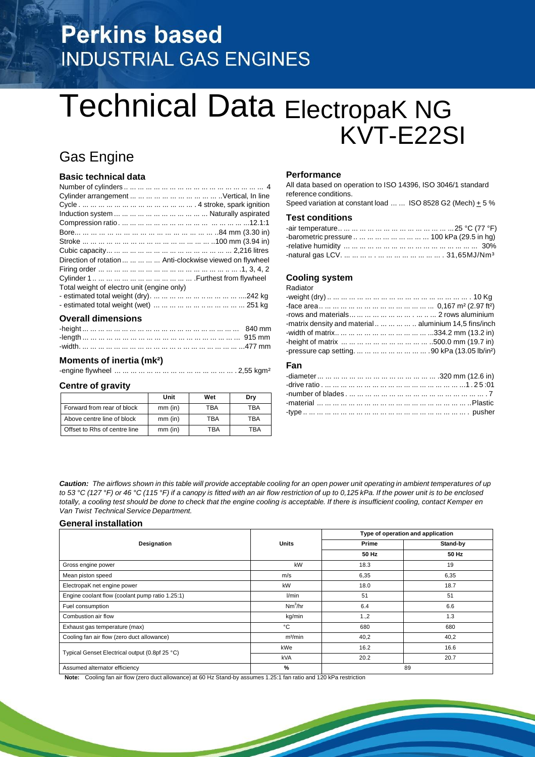# Perkins based
## INDUSTRIAL GAS ENGINES

# Technical Data ElectropaK NG KVT-E22SI

## Gas Engine

### Basic technical data

Number of cylinders .. ... ... ... ... ... ... ... ... ... ... ... ... ... ... ... ... 4
Cylinder arrangement ... ... ... ... ... ... ... ... ... ... ... ..Vertical, In line
Cycle . ... ... ... ... ... ... ... ... ... ... ... ... ... . 4 stroke, spark ignition
Induction system ... ... ... ... ... ... ... ... ... ... ... Naturally aspirated
Compression ratio . ... ... ... ... ... ... ... ... ... ... ... ... ... ... ...12.1:1
Bore... ... ... ... ... ... ... ... ... ... ... ... ... ... ... ... ..84 mm (3.30 in)
Stroke ... ... ... ... ... ... ... ... ... ... ... ... ... ... ..100 mm (3.94 in)
Cubic capacity... ... ... ... ... ... ... ... ... ... ... ... ... ... 2,216 litres
Direction of rotation ... ... ... ... ... Anti-clockwise viewed on flywheel
Firing order ... ... ... ... ... ... ... ... ... ... ... ... ... ... ... .1, 3, 4, 2
Cylinder 1 .. ... ... ... ... ... ... ... ... ... ... ... .Furthest from flywheel
Total weight of electro unit (engine only)
- estimated total weight (dry). ... ... ... ... ... ... ... ... ... ....242 kg
- estimated total weight (wet) ... ... ... ... ... ... ... ... ... ... 251 kg

### Overall dimensions

-height ... ... ... ... ... ... ... ... ... ... ... ... ... ... ... ... ... ... 840 mm
-length ... ... ... ... ... ... ... ... ... ... ... ... ... ... ... ... ... ... 915 mm
-width. ... ... ... ... ... ... ... ... ... ... ... ... ... ... ... ... ... ...477 mm

### Moments of inertia (mk²)

-engine flywheel ... ... ... ... ... ... ... ... ... ... ... ... ... . 2,55 kgm²

### Centre of gravity

| | Unit | Wet | Dry |
|---|---|---|---|
| Forward from rear of block | mm (in) | TBA | TBA |
| Above centre line of block | mm (in) | TBA | TBA |
| Offset to Rhs of centre line | mm (in) | TBA | TBA |

### Performance

All data based on operation to ISO 14396, ISO 3046/1 standard reference conditions.
Speed variation at constant load ... ... ISO 8528 G2 (Mech) ± 5 %

### Test conditions

-air temperature.. ... ... ... ... ... ... ... ... ... ... ... ... 25 °C (77 °F)
-barometric pressure .. ... ... ... ... ... ... ... ... 100 kPa (29.5 in hg)
-relative humidity ... ... ... ... ... ... ... ... ... ... ... ... ... ... ... 30%
-natural gas LCV. ... ... ... .. . ... ... ... ... ... ... ... . 31,65MJ/Nm³

### Cooling system

Radiator
-weight (dry) .. ... ... ... ... ... ... ... ... ... ... ... ... ... ... ... . 10 Kg
-face area.. ... ... ... ... ... ... ... ... ... ... ... ... ... 0,167 m² (2.97 ft²)
-rows and materials... ... ... ... ... ... . ... .. ... 2 rows aluminium
-matrix density and material .. ... ... ... ... .. aluminium 14,5 fins/inch
-width of matrix.. ... ... ... ... ... ... ... ... ... ...334.2 mm (13.2 in)
-height of matrix ... ... ... ... ... ... ... ... ... ..500.0 mm (19.7 in)
-pressure cap setting. ... ... ... ... ... ... ... ... .90 kPa (13.05 lb/in²)

### Fan

-diameter ... ... ... ... ... ... ... ... ... ... ... ... ... .320 mm (12.6 in)
-drive ratio . ... ... ... ... ... ... ... ... ... ... ... ... ... ... ...1 . 2 5 :01
-number of blades . ... ... ... ... ... ... ... ... ... ... ... ... ... ... ... . 7
-material ... ... ... ... ... ... ... ... ... ... ... ... ... ... ... ... ... ..Plastic
-type .. ... ... ... ... ... ... ... ... ... ... ... ... ... ... ... ... ... ... . pusher

***Caution:*** *The airflows shown in this table will provide acceptable cooling for an open power unit operating in ambient temperatures of up to 53 °C (127 °F) or 46 °C (115 °F) if a canopy is fitted with an air flow restriction of up to 0,125 kPa. If the power unit is to be enclosed totally, a cooling test should be done to check that the engine cooling is acceptable. If there is insufficient cooling, contact Kemper en Van Twist Technical Service Department.*

### General installation

| Designation | Units | Type of operation and application | |
|---|---|---|---|
| | | Prime | Stand-by |
| | | 50 Hz | 50 Hz |
| Gross engine power | kW | 18.3 | 19 |
| Mean piston speed | m/s | 6,35 | 6,35 |
| ElectropaK net engine power | kW | 18.0 | 18.7 |
| Engine coolant flow (coolant pump ratio 1.25:1) | l/min | 51 | 51 |
| Fuel consumption | Nm³/hr | 6.4 | 6.6 |
| Combustion air flow | kg/min | 1.,2 | 1.3 |
| Exhaust gas temperature (max) | °C | 680 | 680 |
| Cooling fan air flow (zero duct allowance) | m³/min | 40,2 | 40,2 |
| Typical Genset Electrical output (0.8pf 25 °C) | kWe | 16.2 | 16.6 |
| | kVA | 20.2 | 20.7 |
| Assumed alternator efficiency | % | 89 | |

**Note:** Cooling fan air flow (zero duct allowance) at 60 Hz Stand-by assumes 1.25:1 fan ratio and 120 kPa restriction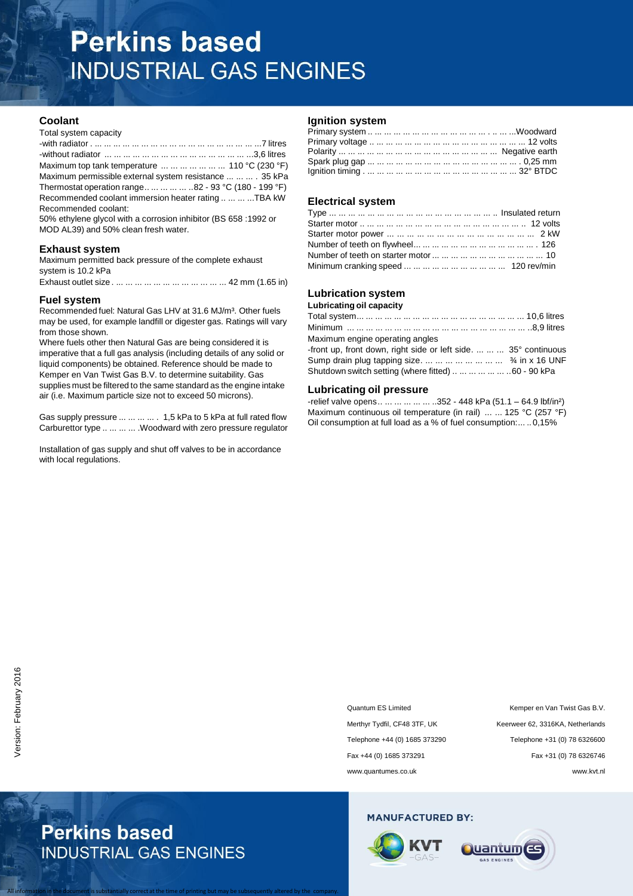# Perkins based
## INDUSTRIAL GAS ENGINES

### Coolant

Total system capacity
-with radiator . ... ... ... ... ... ... ... ... ... ... ... ... ... ... ... ... ... ...7 litres
-without radiator ... ... ... ... ... ... ... ... ... ... ... ... ... ... ... ... ...3,6 litres
Maximum top tank temperature ... ... ... ... ... ... ... 110 °C (230 °F)
Maximum permissible external system resistance ... ... ... . 35 kPa
Thermostat operation range.. ... ... ... ... ..82 - 93 °C (180 - 199 °F)
Recommended coolant immersion heater rating .. ... ... ...TBA kW
Recommended coolant:
50% ethylene glycol with a corrosion inhibitor (BS 658 :1992 or MOD AL39) and 50% clean fresh water.

### Exhaust system

Maximum permitted back pressure of the complete exhaust system is 10.2 kPa
Exhaust outlet size . ... ... ... ... ... ... ... ... ... ... ... ... ... 42 mm (1.65 in)

### Fuel system

Recommended fuel: Natural Gas LHV at 31.6 MJ/m³. Other fuels may be used, for example landfill or digester gas. Ratings will vary from those shown.
Where fuels other then Natural Gas are being considered it is imperative that a full gas analysis (including details of any solid or liquid components) be obtained. Reference should be made to Kemper en Van Twist Gas B.V. to determine suitability. Gas supplies must be filtered to the same standard as the engine intake air (i.e. Maximum particle size not to exceed 50 microns).

Gas supply pressure ... ... ... ... . 1,5 kPa to 5 kPa at full rated flow
Carburettor type .. ... ... ... .Woodward with zero pressure regulator

Installation of gas supply and shut off valves to be in accordance with local regulations.

### Ignition system

Primary system .. ... ... ... ... ... ... ... ... ... ... ... . .. ... ...Woodward
Primary voltage .. ... ... ... ... ... ... ... ... ... ... ... ... ... ... ... 12 volts
Polarity ... ... ... ... ... ... ... ... ... ... ... ... ... ... ... ... Negative earth
Spark plug gap ... ... ... ... ... ... ... ... ... ... ... ... ... ... ... . 0,25 mm
Ignition timing . ... ... ... ... ... ... ... ... ... ... ... ... ... ... ... 32° BTDC

### Electrical system

Type ... ... ... ... ... ... ... ... ... ... ... ... ... ... ... ... ... .. Insulated return
Starter motor .. ... ... ... ... ... ... ... ... ... ... ... ... ... ... ... .. 12 volts
Starter motor power ... ... ... ... ... ... ... ... ... ... ... ... ... ... 2 kW
Number of teeth on flywheel... ... ... ... ... ... ... ... ... ... ... ... . 126
Number of teeth on starter motor ... ... ... ... ... ... ... ... ... ... 10
Minimum cranking speed ... ... ... ... ... ... ... ... ... ... 120 rev/min

### Lubrication system

**Lubricating oil capacity**
Total system... ... ... ... ... ... ... ... ... ... ... ... ... ... ... ... ... 10,6 litres
Minimum ... ... ... ... ... ... ... ... ... ... ... ... ... ... ... ... ... ..8,9 litres
Maximum engine operating angles
-front up, front down, right side or left side. ... ... ... 35° continuous
Sump drain plug tapping size. ... ... ... ... ... ... ... ¾ in x 16 UNF
Shutdown switch setting (where fitted) .. ... ... ... ... ..60 - 90 kPa

### Lubricating oil pressure

-relief valve opens.. ... ... ... ... ..352 - 448 kPa (51.1 – 64.9 lbf/in²)
Maximum continuous oil temperature (in rail) ... ... 125 °C (257 °F)
Oil consumption at full load as a % of fuel consumption:... .. 0,15%

Version: February 2016

Quantum ES Limited
Merthyr Tydfil, CF48 3TF, UK
Telephone +44 (0) 1685 373290
Fax +44 (0) 1685 373291
www.quantumes.co.uk

Kemper en Van Twist Gas B.V.
Keerweer 62, 3316KA, Netherlands
Telephone +31 (0) 78 6326600
Fax +31 (0) 78 6326746
www.kvt.nl

# Perkins based
## INDUSTRIAL GAS ENGINES

**MANUFACTURED BY:**

KVT -GAS-
Quantum ES GAS ENGINES

All information in the document is substantially correct at the time of printing but may be subsequently altered by the company.